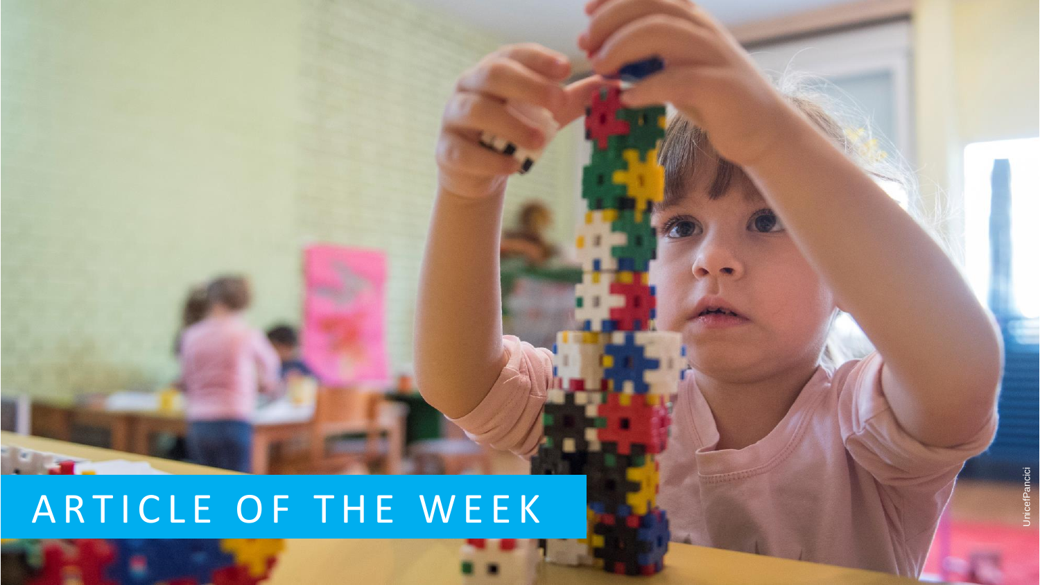# ARTICLE OF THE WEEK

Unicef/Pancici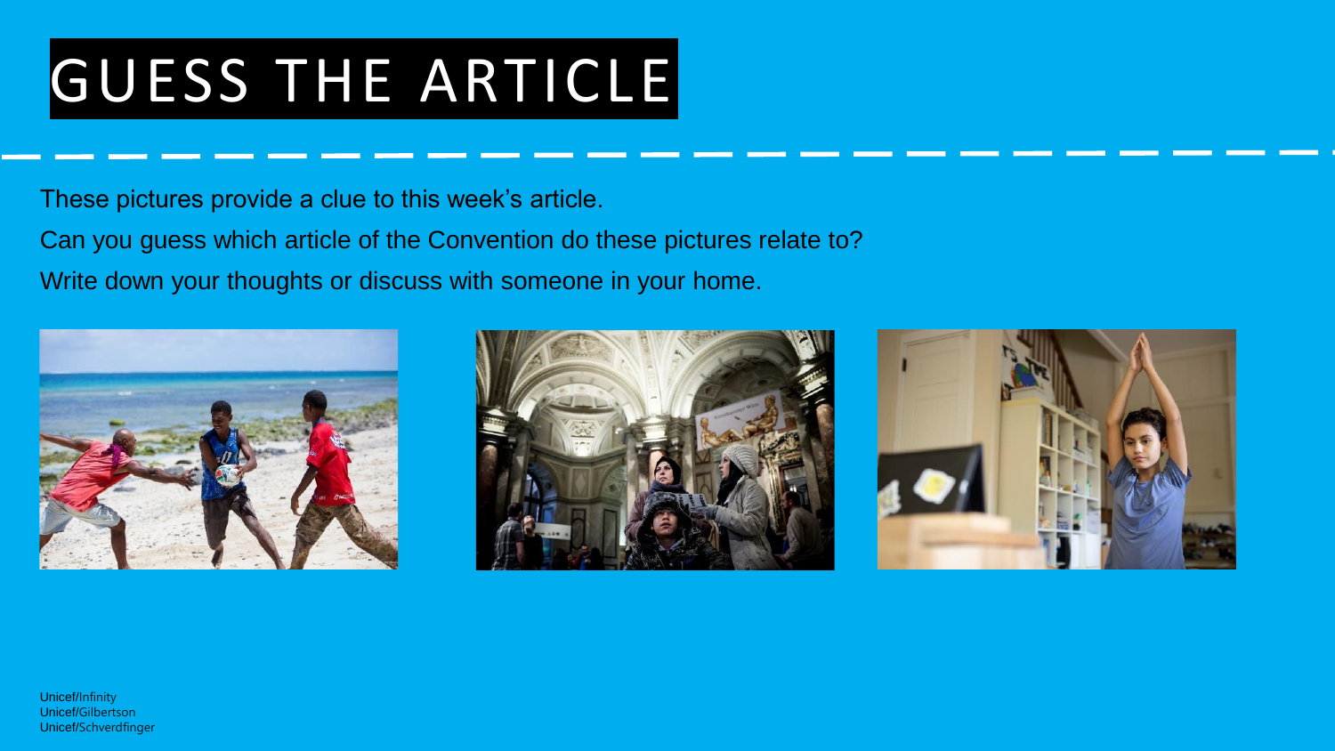# GUESS THE ARTICLE

These pictures provide a clue to this week's article.

Can you guess which article of the Convention do these pictures relate to?

Write down your thoughts or discuss with someone in your home.

Unicef/Infinity
Unicef/Gilbertson
Unicef/Schverdfinger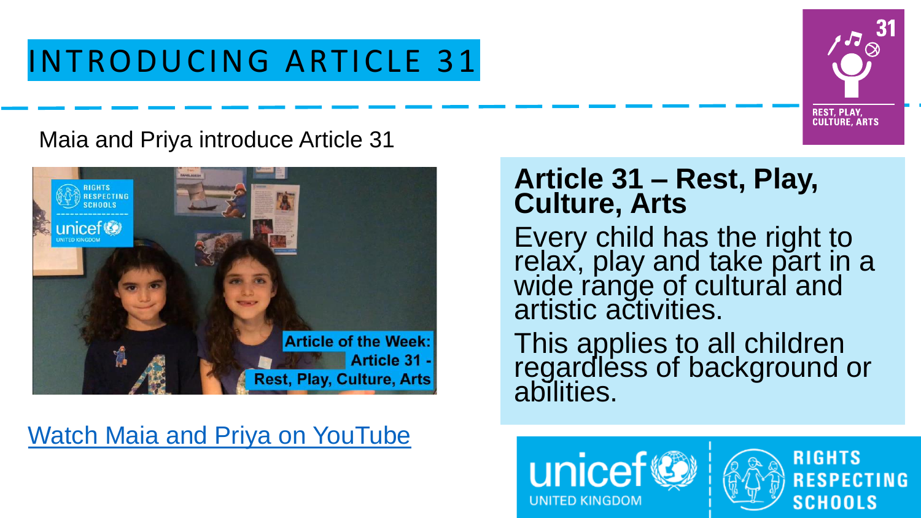# INTRODUCING ARTICLE 31

Maia and Priya introduce Article 31

Watch Maia and Priya on YouTube

## Article 31 – Rest, Play, Culture, Arts

Every child has the right to relax, play and take part in a wide range of cultural and artistic activities.

This applies to all children regardless of background or abilities.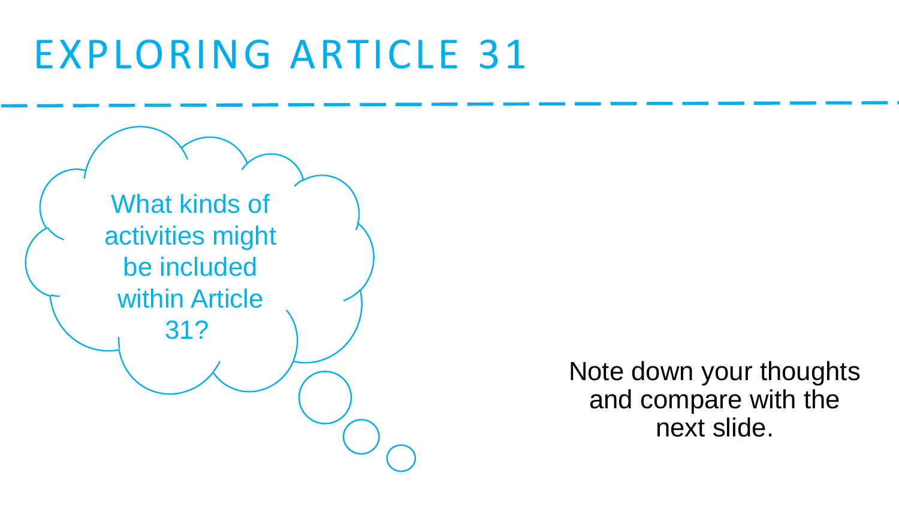# EXPLORING ARTICLE 31

What kinds of activities might be included within Article 31?

Note down your thoughts and compare with the next slide.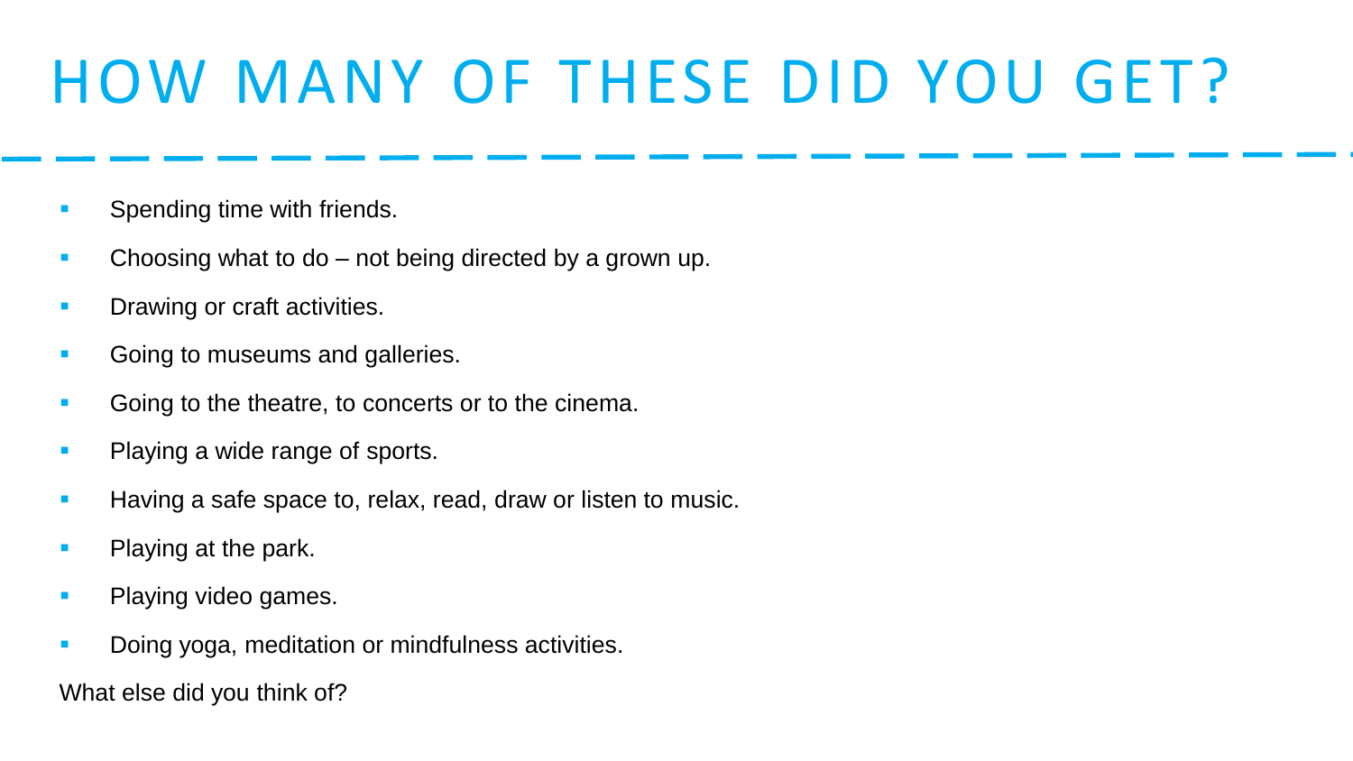# HOW MANY OF THESE DID YOU GET?

- Spending time with friends.
- Choosing what to do – not being directed by a grown up.
- Drawing or craft activities.
- Going to museums and galleries.
- Going to the theatre, to concerts or to the cinema.
- Playing a wide range of sports.
- Having a safe space to, relax, read, draw or listen to music.
- Playing at the park.
- Playing video games.
- Doing yoga, meditation or mindfulness activities.

What else did you think of?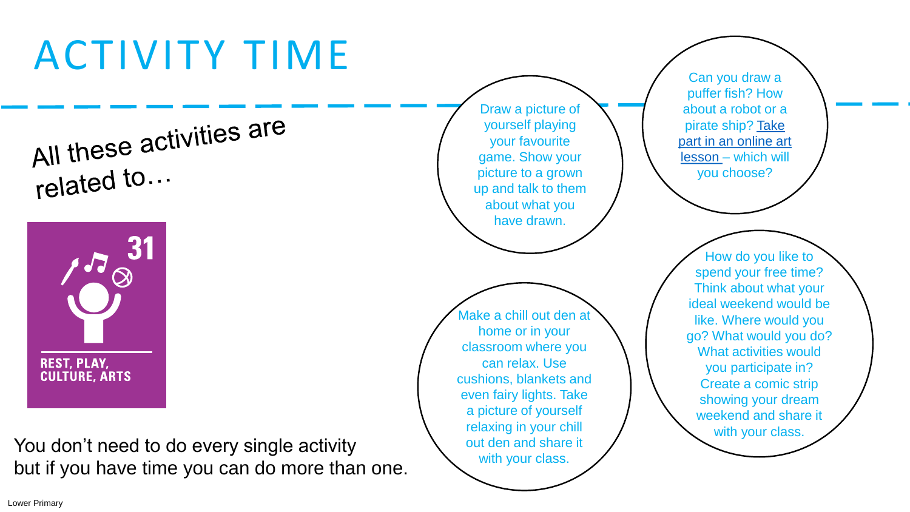# ACTIVITY TIME

All these activities are related to…

31

REST, PLAY, CULTURE, ARTS

You don't need to do every single activity but if you have time you can do more than one.

Draw a picture of yourself playing your favourite game. Show your picture to a grown up and talk to them about what you have drawn.

Can you draw a puffer fish? How about a robot or a pirate ship? Take part in an online art lesson – which will you choose?

Make a chill out den at home or in your classroom where you can relax. Use cushions, blankets and even fairy lights. Take a picture of yourself relaxing in your chill out den and share it with your class.

How do you like to spend your free time? Think about what your ideal weekend would be like. Where would you go? What would you do? What activities would you participate in? Create a comic strip showing your dream weekend and share it with your class.

Lower Primary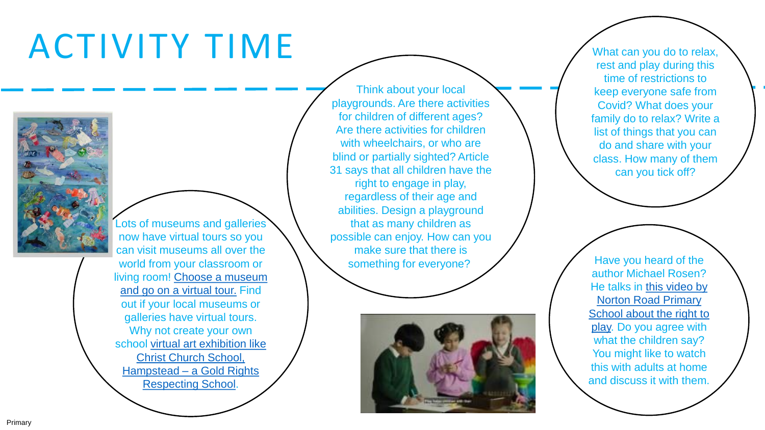# ACTIVITY TIME

Think about your local playgrounds. Are there activities for children of different ages? Are there activities for children with wheelchairs, or who are blind or partially sighted? Article 31 says that all children have the right to engage in play, regardless of their age and abilities. Design a playground that as many children as possible can enjoy. How can you make sure that there is something for everyone?

What can you do to relax, rest and play during this time of restrictions to keep everyone safe from Covid? What does your family do to relax? Write a list of things that you can do and share with your class. How many of them can you tick off?

Lots of museums and galleries now have virtual tours so you can visit museums all over the world from your classroom or living room! Choose a museum and go on a virtual tour. Find out if your local museums or galleries have virtual tours. Why not create your own school virtual art exhibition like Christ Church School, Hampstead – a Gold Rights Respecting School.

Have you heard of the author Michael Rosen? He talks in this video by Norton Road Primary School about the right to play. Do you agree with what the children say? You might like to watch this with adults at home and discuss it with them.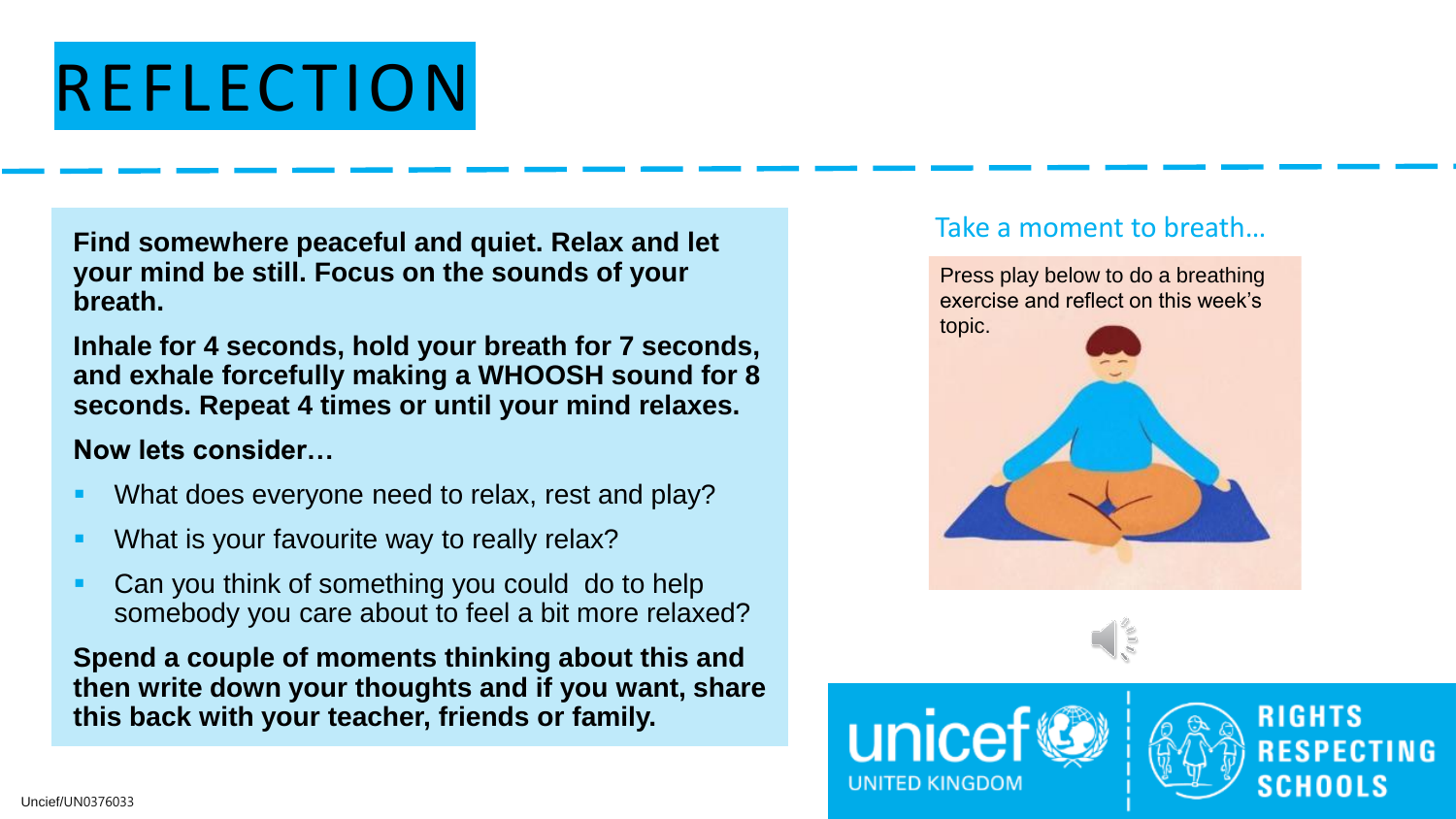# REFLECTION

**Find somewhere peaceful and quiet. Relax and let your mind be still. Focus on the sounds of your breath.**

**Inhale for 4 seconds, hold your breath for 7 seconds, and exhale forcefully making a WHOOSH sound for 8 seconds. Repeat 4 times or until your mind relaxes.**

**Now lets consider…**

- What does everyone need to relax, rest and play?
- What is your favourite way to really relax?
- Can you think of something you could do to help somebody you care about to feel a bit more relaxed?

**Spend a couple of moments thinking about this and then write down your thoughts and if you want, share this back with your teacher, friends or family.**

## Take a moment to breath…

Press play below to do a breathing exercise and reflect on this week's topic.

unicef UNITED KINGDOM

RIGHTS RESPECTING SCHOOLS

Uncief/UN0376033